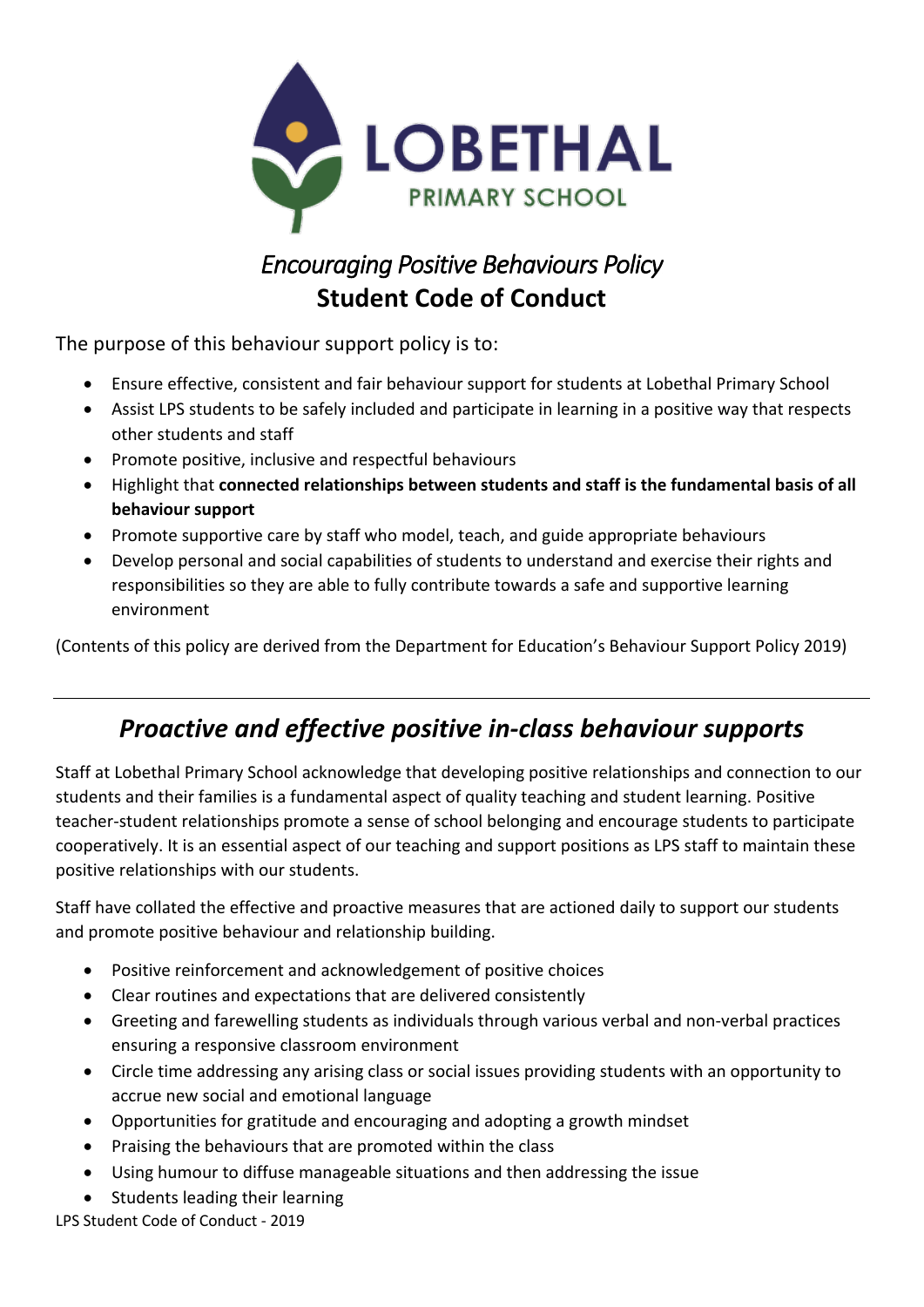LOBETHAL
PRIMARY SCHOOL

# *Encouraging Positive Behaviours Policy*
# **Student Code of Conduct**

The purpose of this behaviour support policy is to:

- Ensure effective, consistent and fair behaviour support for students at Lobethal Primary School
- Assist LPS students to be safely included and participate in learning in a positive way that respects other students and staff
- Promote positive, inclusive and respectful behaviours
- Highlight that **connected relationships between students and staff is the fundamental basis of all behaviour support**
- Promote supportive care by staff who model, teach, and guide appropriate behaviours
- Develop personal and social capabilities of students to understand and exercise their rights and responsibilities so they are able to fully contribute towards a safe and supportive learning environment

(Contents of this policy are derived from the Department for Education's Behaviour Support Policy 2019)

---

## *Proactive and effective positive in-class behaviour supports*

Staff at Lobethal Primary School acknowledge that developing positive relationships and connection to our students and their families is a fundamental aspect of quality teaching and student learning. Positive teacher-student relationships promote a sense of school belonging and encourage students to participate cooperatively. It is an essential aspect of our teaching and support positions as LPS staff to maintain these positive relationships with our students.

Staff have collated the effective and proactive measures that are actioned daily to support our students and promote positive behaviour and relationship building.

- Positive reinforcement and acknowledgement of positive choices
- Clear routines and expectations that are delivered consistently
- Greeting and farewelling students as individuals through various verbal and non-verbal practices ensuring a responsive classroom environment
- Circle time addressing any arising class or social issues providing students with an opportunity to accrue new social and emotional language
- Opportunities for gratitude and encouraging and adopting a growth mindset
- Praising the behaviours that are promoted within the class
- Using humour to diffuse manageable situations and then addressing the issue
- Students leading their learning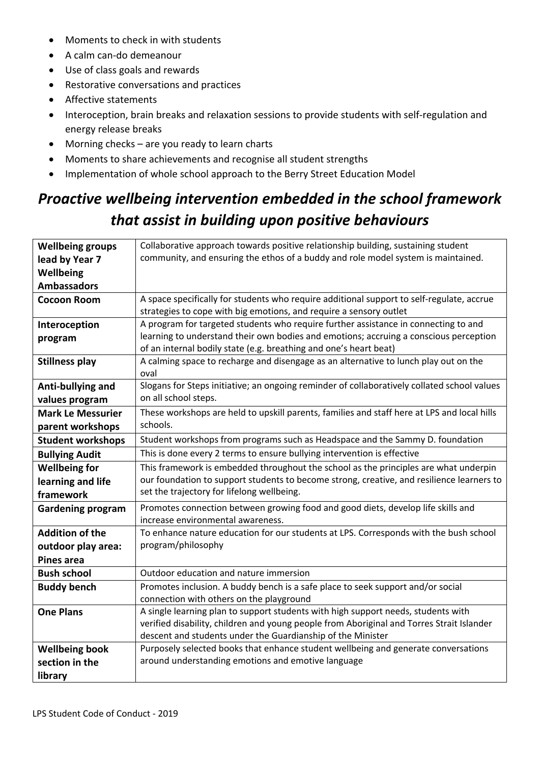- Moments to check in with students
- A calm can-do demeanour
- Use of class goals and rewards
- Restorative conversations and practices
- Affective statements
- Interoception, brain breaks and relaxation sessions to provide students with self-regulation and energy release breaks
- Morning checks – are you ready to learn charts
- Moments to share achievements and recognise all student strengths
- Implementation of whole school approach to the Berry Street Education Model

## *Proactive wellbeing intervention embedded in the school framework that assist in building upon positive behaviours*

| | |
|---|---|
| **Wellbeing groups lead by Year 7 Wellbeing Ambassadors** | Collaborative approach towards positive relationship building, sustaining student community, and ensuring the ethos of a buddy and role model system is maintained. |
| **Cocoon Room** | A space specifically for students who require additional support to self-regulate, accrue strategies to cope with big emotions, and require a sensory outlet |
| **Interoception program** | A program for targeted students who require further assistance in connecting to and learning to understand their own bodies and emotions; accruing a conscious perception of an internal bodily state (e.g. breathing and one's heart beat) |
| **Stillness play** | A calming space to recharge and disengage as an alternative to lunch play out on the oval |
| **Anti-bullying and values program** | Slogans for Steps initiative; an ongoing reminder of collaboratively collated school values on all school steps. |
| **Mark Le Messurier parent workshops** | These workshops are held to upskill parents, families and staff here at LPS and local hills schools. |
| **Student workshops** | Student workshops from programs such as Headspace and the Sammy D. foundation |
| **Bullying Audit** | This is done every 2 terms to ensure bullying intervention is effective |
| **Wellbeing for learning and life framework** | This framework is embedded throughout the school as the principles are what underpin our foundation to support students to become strong, creative, and resilience learners to set the trajectory for lifelong wellbeing. |
| **Gardening program** | Promotes connection between growing food and good diets, develop life skills and increase environmental awareness. |
| **Addition of the outdoor play area: Pines area** | To enhance nature education for our students at LPS. Corresponds with the bush school program/philosophy |
| **Bush school** | Outdoor education and nature immersion |
| **Buddy bench** | Promotes inclusion. A buddy bench is a safe place to seek support and/or social connection with others on the playground |
| **One Plans** | A single learning plan to support students with high support needs, students with verified disability, children and young people from Aboriginal and Torres Strait Islander descent and students under the Guardianship of the Minister |
| **Wellbeing book section in the library** | Purposely selected books that enhance student wellbeing and generate conversations around understanding emotions and emotive language |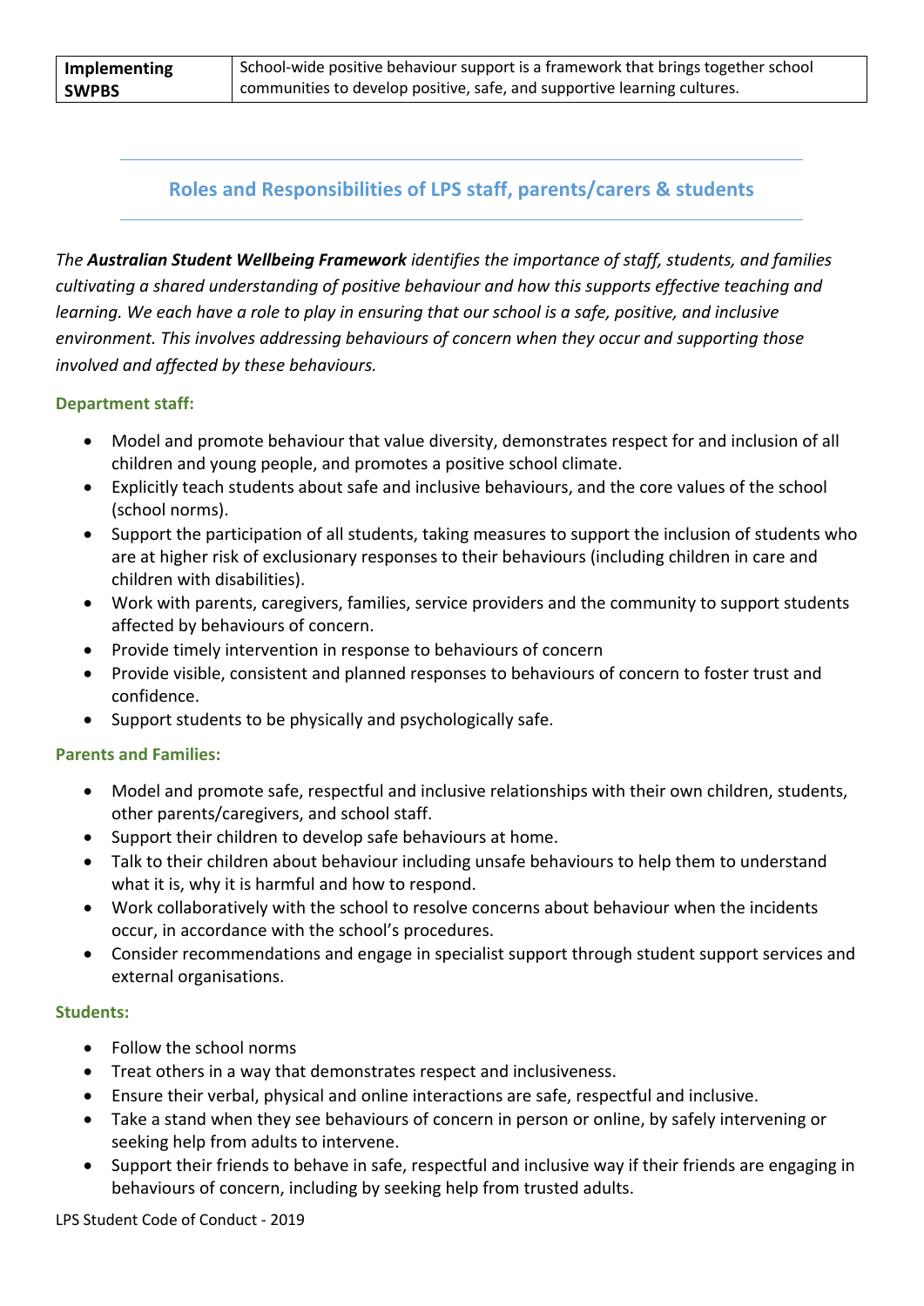| **Implementing SWPBS** | School-wide positive behaviour support is a framework that brings together school communities to develop positive, safe, and supportive learning cultures. |
|---|---|

## Roles and Responsibilities of LPS staff, parents/carers & students

*The **Australian Student Wellbeing Framework** identifies the importance of staff, students, and families cultivating a shared understanding of positive behaviour and how this supports effective teaching and learning. We each have a role to play in ensuring that our school is a safe, positive, and inclusive environment. This involves addressing behaviours of concern when they occur and supporting those involved and affected by these behaviours.*

### Department staff:

- Model and promote behaviour that value diversity, demonstrates respect for and inclusion of all children and young people, and promotes a positive school climate.
- Explicitly teach students about safe and inclusive behaviours, and the core values of the school (school norms).
- Support the participation of all students, taking measures to support the inclusion of students who are at higher risk of exclusionary responses to their behaviours (including children in care and children with disabilities).
- Work with parents, caregivers, families, service providers and the community to support students affected by behaviours of concern.
- Provide timely intervention in response to behaviours of concern
- Provide visible, consistent and planned responses to behaviours of concern to foster trust and confidence.
- Support students to be physically and psychologically safe.

### Parents and Families:

- Model and promote safe, respectful and inclusive relationships with their own children, students, other parents/caregivers, and school staff.
- Support their children to develop safe behaviours at home.
- Talk to their children about behaviour including unsafe behaviours to help them to understand what it is, why it is harmful and how to respond.
- Work collaboratively with the school to resolve concerns about behaviour when the incidents occur, in accordance with the school's procedures.
- Consider recommendations and engage in specialist support through student support services and external organisations.

### Students:

- Follow the school norms
- Treat others in a way that demonstrates respect and inclusiveness.
- Ensure their verbal, physical and online interactions are safe, respectful and inclusive.
- Take a stand when they see behaviours of concern in person or online, by safely intervening or seeking help from adults to intervene.
- Support their friends to behave in safe, respectful and inclusive way if their friends are engaging in behaviours of concern, including by seeking help from trusted adults.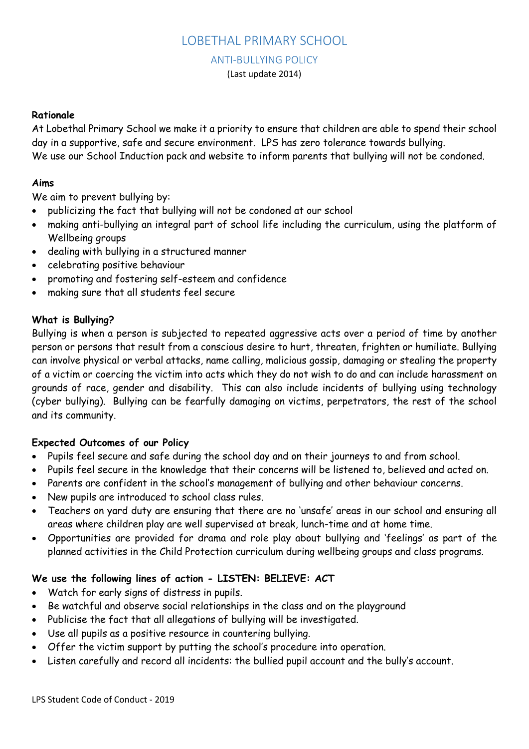# LOBETHAL PRIMARY SCHOOL

## ANTI-BULLYING POLICY

(Last update 2014)

**Rationale**

At Lobethal Primary School we make it a priority to ensure that children are able to spend their school day in a supportive, safe and secure environment. LPS has zero tolerance towards bullying. We use our School Induction pack and website to inform parents that bullying will not be condoned.

**Aims**

We aim to prevent bullying by:

- publicizing the fact that bullying will not be condoned at our school
- making anti-bullying an integral part of school life including the curriculum, using the platform of Wellbeing groups
- dealing with bullying in a structured manner
- celebrating positive behaviour
- promoting and fostering self-esteem and confidence
- making sure that all students feel secure

**What is Bullying?**

Bullying is when a person is subjected to repeated aggressive acts over a period of time by another person or persons that result from a conscious desire to hurt, threaten, frighten or humiliate. Bullying can involve physical or verbal attacks, name calling, malicious gossip, damaging or stealing the property of a victim or coercing the victim into acts which they do not wish to do and can include harassment on grounds of race, gender and disability. This can also include incidents of bullying using technology (cyber bullying). Bullying can be fearfully damaging on victims, perpetrators, the rest of the school and its community.

**Expected Outcomes of our Policy**

- Pupils feel secure and safe during the school day and on their journeys to and from school.
- Pupils feel secure in the knowledge that their concerns will be listened to, believed and acted on.
- Parents are confident in the school's management of bullying and other behaviour concerns.
- New pupils are introduced to school class rules.
- Teachers on yard duty are ensuring that there are no 'unsafe' areas in our school and ensuring all areas where children play are well supervised at break, lunch-time and at home time.
- Opportunities are provided for drama and role play about bullying and 'feelings' as part of the planned activities in the Child Protection curriculum during wellbeing groups and class programs.

**We use the following lines of action - LISTEN: BELIEVE: ACT**

- Watch for early signs of distress in pupils.
- Be watchful and observe social relationships in the class and on the playground
- Publicise the fact that all allegations of bullying will be investigated.
- Use all pupils as a positive resource in countering bullying.
- Offer the victim support by putting the school's procedure into operation.
- Listen carefully and record all incidents: the bullied pupil account and the bully's account.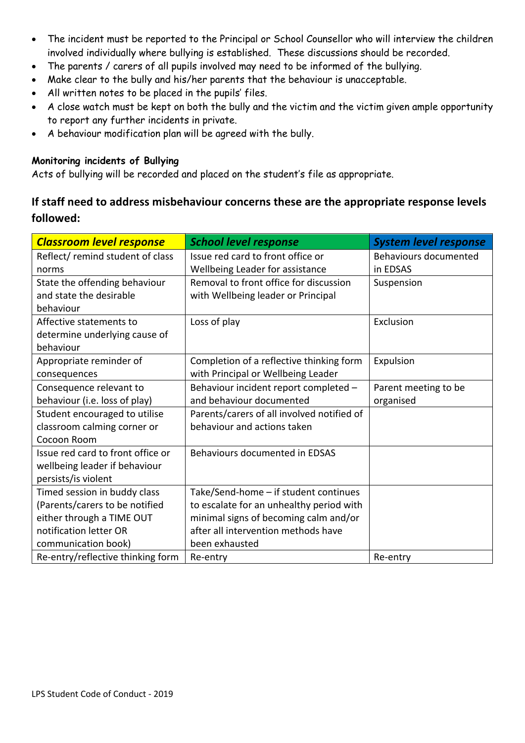- The incident must be reported to the Principal or School Counsellor who will interview the children involved individually where bullying is established. These discussions should be recorded.
- The parents / carers of all pupils involved may need to be informed of the bullying.
- Make clear to the bully and his/her parents that the behaviour is unacceptable.
- All written notes to be placed in the pupils' files.
- A close watch must be kept on both the bully and the victim and the victim given ample opportunity to report any further incidents in private.
- A behaviour modification plan will be agreed with the bully.

**Monitoring incidents of Bullying**

Acts of bullying will be recorded and placed on the student's file as appropriate.

## If staff need to address misbehaviour concerns these are the appropriate response levels followed:

| ***Classroom level response*** | ***School level response*** | ***System level response*** |
|---|---|---|
| Reflect/ remind student of class norms | Issue red card to front office or Wellbeing Leader for assistance | Behaviours documented in EDSAS |
| State the offending behaviour and state the desirable behaviour | Removal to front office for discussion with Wellbeing leader or Principal | Suspension |
| Affective statements to determine underlying cause of behaviour | Loss of play | Exclusion |
| Appropriate reminder of consequences | Completion of a reflective thinking form with Principal or Wellbeing Leader | Expulsion |
| Consequence relevant to behaviour (i.e. loss of play) | Behaviour incident report completed – and behaviour documented | Parent meeting to be organised |
| Student encouraged to utilise classroom calming corner or Cocoon Room | Parents/carers of all involved notified of behaviour and actions taken | |
| Issue red card to front office or wellbeing leader if behaviour persists/is violent | Behaviours documented in EDSAS | |
| Timed session in buddy class (Parents/carers to be notified either through a TIME OUT notification letter OR communication book) | Take/Send-home – if student continues to escalate for an unhealthy period with minimal signs of becoming calm and/or after all intervention methods have been exhausted | |
| Re-entry/reflective thinking form | Re-entry | Re-entry |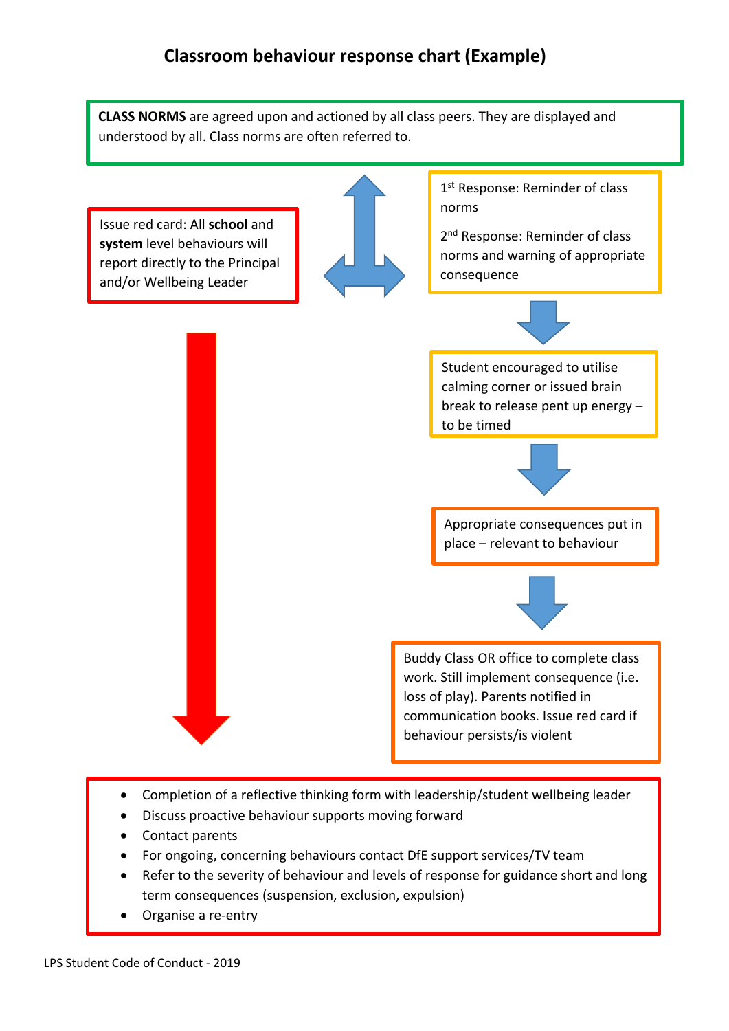# Classroom behaviour response chart (Example)

**CLASS NORMS** are agreed upon and actioned by all class peers. They are displayed and understood by all. Class norms are often referred to.

1st Response: Reminder of class norms

2nd Response: Reminder of class norms and warning of appropriate consequence

Issue red card: All **school** and **system** level behaviours will report directly to the Principal and/or Wellbeing Leader

Student encouraged to utilise calming corner or issued brain break to release pent up energy – to be timed

Appropriate consequences put in place – relevant to behaviour

Buddy Class OR office to complete class work. Still implement consequence (i.e. loss of play). Parents notified in communication books. Issue red card if behaviour persists/is violent

- Completion of a reflective thinking form with leadership/student wellbeing leader
- Discuss proactive behaviour supports moving forward
- Contact parents
- For ongoing, concerning behaviours contact DfE support services/TV team
- Refer to the severity of behaviour and levels of response for guidance short and long term consequences (suspension, exclusion, expulsion)
- Organise a re-entry

LPS Student Code of Conduct - 2019